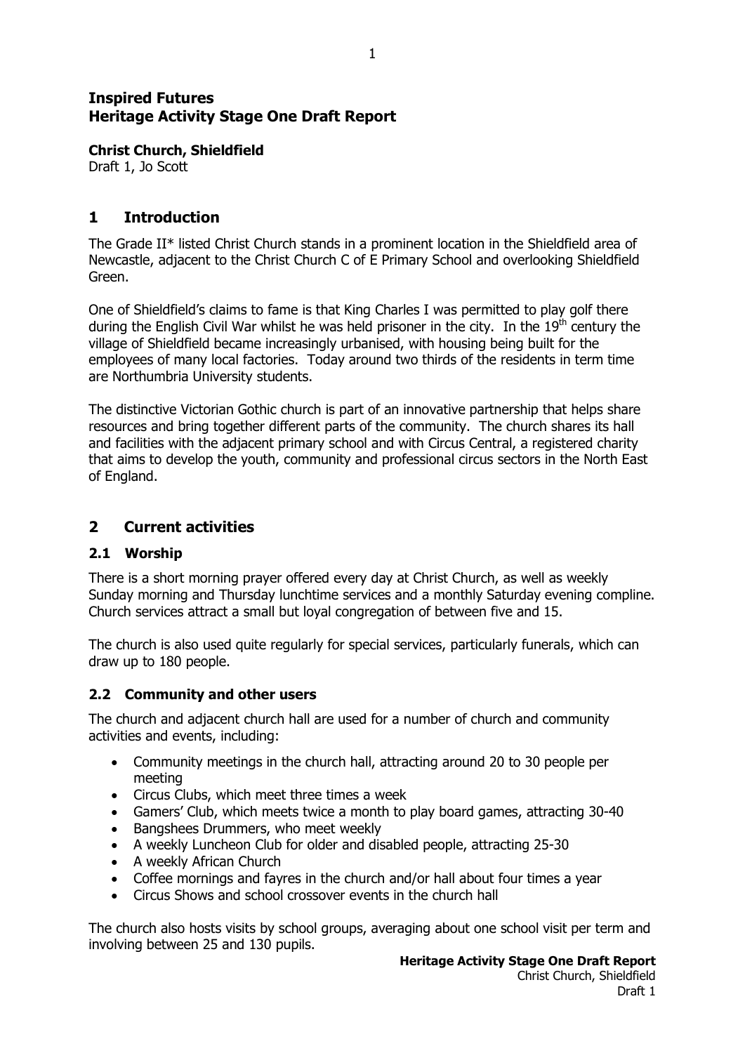# Inspired Futures
# Heritage Activity Stage One Draft Report

**Christ Church, Shieldfield**
Draft 1, Jo Scott

## 1 Introduction

The Grade II* listed Christ Church stands in a prominent location in the Shieldfield area of Newcastle, adjacent to the Christ Church C of E Primary School and overlooking Shieldfield Green.

One of Shieldfield's claims to fame is that King Charles I was permitted to play golf there during the English Civil War whilst he was held prisoner in the city. In the 19th century the village of Shieldfield became increasingly urbanised, with housing being built for the employees of many local factories. Today around two thirds of the residents in term time are Northumbria University students.

The distinctive Victorian Gothic church is part of an innovative partnership that helps share resources and bring together different parts of the community. The church shares its hall and facilities with the adjacent primary school and with Circus Central, a registered charity that aims to develop the youth, community and professional circus sectors in the North East of England.

## 2 Current activities

### 2.1 Worship

There is a short morning prayer offered every day at Christ Church, as well as weekly Sunday morning and Thursday lunchtime services and a monthly Saturday evening compline. Church services attract a small but loyal congregation of between five and 15.

The church is also used quite regularly for special services, particularly funerals, which can draw up to 180 people.

### 2.2 Community and other users

The church and adjacent church hall are used for a number of church and community activities and events, including:

- Community meetings in the church hall, attracting around 20 to 30 people per meeting
- Circus Clubs, which meet three times a week
- Gamers' Club, which meets twice a month to play board games, attracting 30-40
- Bangshees Drummers, who meet weekly
- A weekly Luncheon Club for older and disabled people, attracting 25-30
- A weekly African Church
- Coffee mornings and fayres in the church and/or hall about four times a year
- Circus Shows and school crossover events in the church hall

The church also hosts visits by school groups, averaging about one school visit per term and involving between 25 and 130 pupils.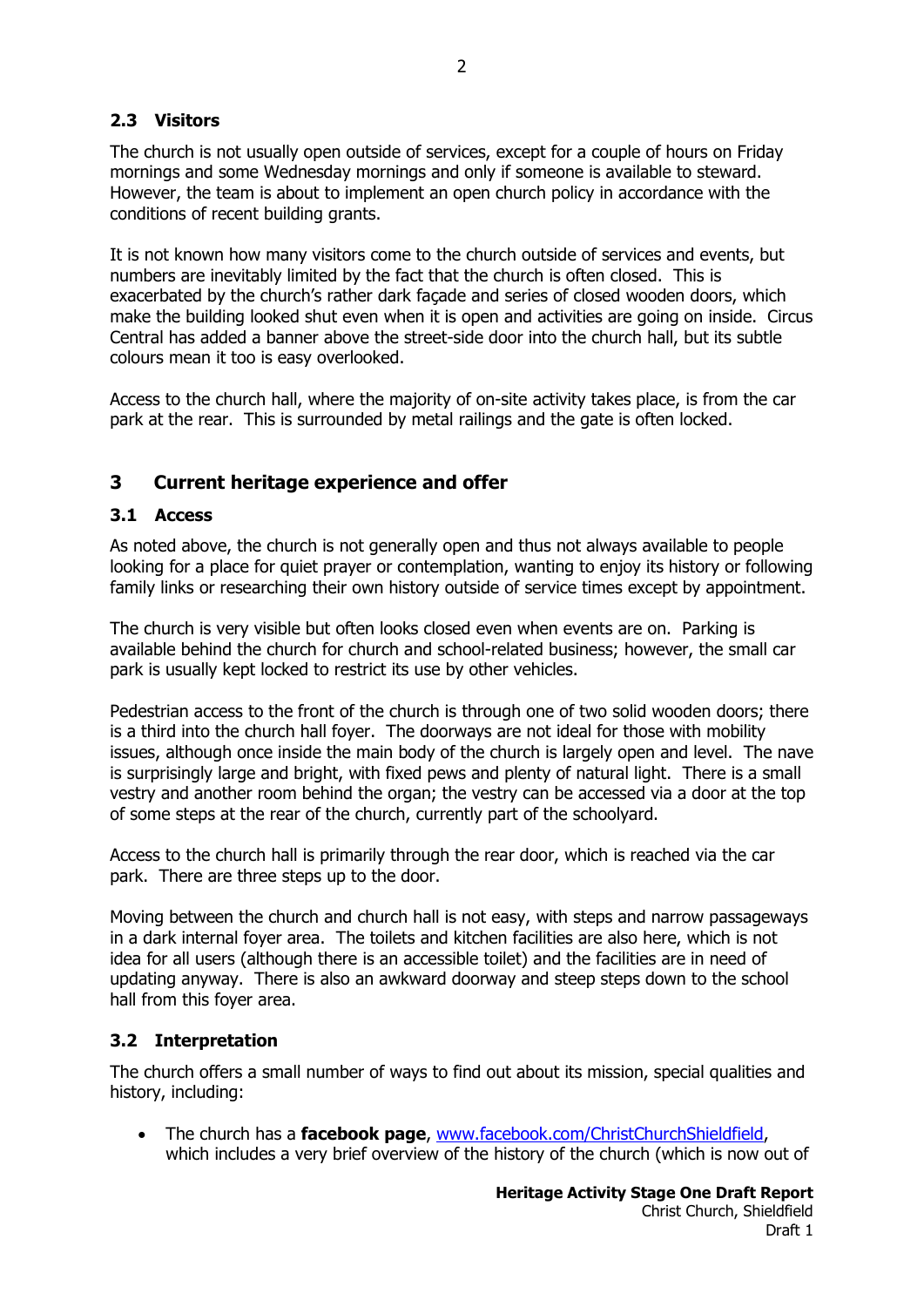### 2.3 Visitors

The church is not usually open outside of services, except for a couple of hours on Friday mornings and some Wednesday mornings and only if someone is available to steward. However, the team is about to implement an open church policy in accordance with the conditions of recent building grants.

It is not known how many visitors come to the church outside of services and events, but numbers are inevitably limited by the fact that the church is often closed. This is exacerbated by the church's rather dark façade and series of closed wooden doors, which make the building looked shut even when it is open and activities are going on inside. Circus Central has added a banner above the street-side door into the church hall, but its subtle colours mean it too is easy overlooked.

Access to the church hall, where the majority of on-site activity takes place, is from the car park at the rear. This is surrounded by metal railings and the gate is often locked.

## 3 Current heritage experience and offer

### 3.1 Access

As noted above, the church is not generally open and thus not always available to people looking for a place for quiet prayer or contemplation, wanting to enjoy its history or following family links or researching their own history outside of service times except by appointment.

The church is very visible but often looks closed even when events are on. Parking is available behind the church for church and school-related business; however, the small car park is usually kept locked to restrict its use by other vehicles.

Pedestrian access to the front of the church is through one of two solid wooden doors; there is a third into the church hall foyer. The doorways are not ideal for those with mobility issues, although once inside the main body of the church is largely open and level. The nave is surprisingly large and bright, with fixed pews and plenty of natural light. There is a small vestry and another room behind the organ; the vestry can be accessed via a door at the top of some steps at the rear of the church, currently part of the schoolyard.

Access to the church hall is primarily through the rear door, which is reached via the car park. There are three steps up to the door.

Moving between the church and church hall is not easy, with steps and narrow passageways in a dark internal foyer area. The toilets and kitchen facilities are also here, which is not idea for all users (although there is an accessible toilet) and the facilities are in need of updating anyway. There is also an awkward doorway and steep steps down to the school hall from this foyer area.

### 3.2 Interpretation

The church offers a small number of ways to find out about its mission, special qualities and history, including:

- The church has a **facebook page**, www.facebook.com/ChristChurchShieldfield, which includes a very brief overview of the history of the church (which is now out of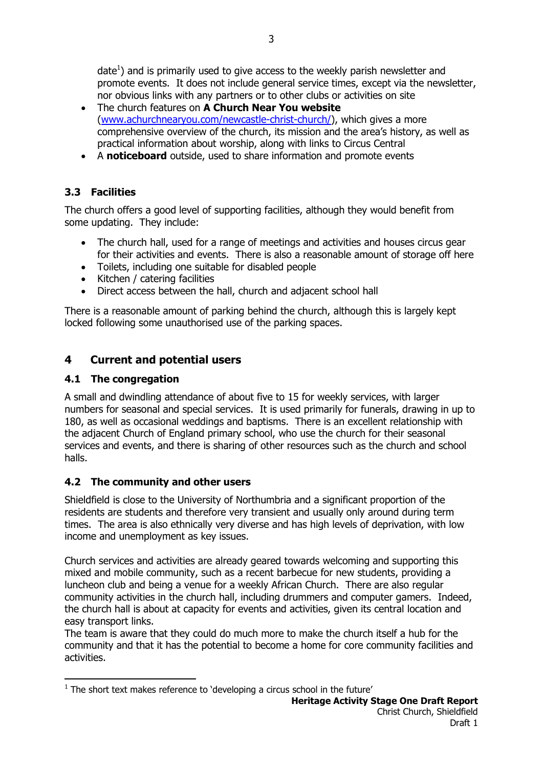date[1]) and is primarily used to give access to the weekly parish newsletter and promote events. It does not include general service times, except via the newsletter, nor obvious links with any partners or to other clubs or activities on site

- The church features on **A Church Near You website** (www.achurchnearyou.com/newcastle-christ-church/), which gives a more comprehensive overview of the church, its mission and the area's history, as well as practical information about worship, along with links to Circus Central
- A **noticeboard** outside, used to share information and promote events

### 3.3 Facilities

The church offers a good level of supporting facilities, although they would benefit from some updating. They include:

- The church hall, used for a range of meetings and activities and houses circus gear for their activities and events. There is also a reasonable amount of storage off here
- Toilets, including one suitable for disabled people
- Kitchen / catering facilities
- Direct access between the hall, church and adjacent school hall

There is a reasonable amount of parking behind the church, although this is largely kept locked following some unauthorised use of the parking spaces.

## 4 Current and potential users

### 4.1 The congregation

A small and dwindling attendance of about five to 15 for weekly services, with larger numbers for seasonal and special services. It is used primarily for funerals, drawing in up to 180, as well as occasional weddings and baptisms. There is an excellent relationship with the adjacent Church of England primary school, who use the church for their seasonal services and events, and there is sharing of other resources such as the church and school halls.

### 4.2 The community and other users

Shieldfield is close to the University of Northumbria and a significant proportion of the residents are students and therefore very transient and usually only around during term times. The area is also ethnically very diverse and has high levels of deprivation, with low income and unemployment as key issues.

Church services and activities are already geared towards welcoming and supporting this mixed and mobile community, such as a recent barbecue for new students, providing a luncheon club and being a venue for a weekly African Church. There are also regular community activities in the church hall, including drummers and computer gamers. Indeed, the church hall is about at capacity for events and activities, given its central location and easy transport links.

The team is aware that they could do much more to make the church itself a hub for the community and that it has the potential to become a home for core community facilities and activities.

[1] The short text makes reference to 'developing a circus school in the future'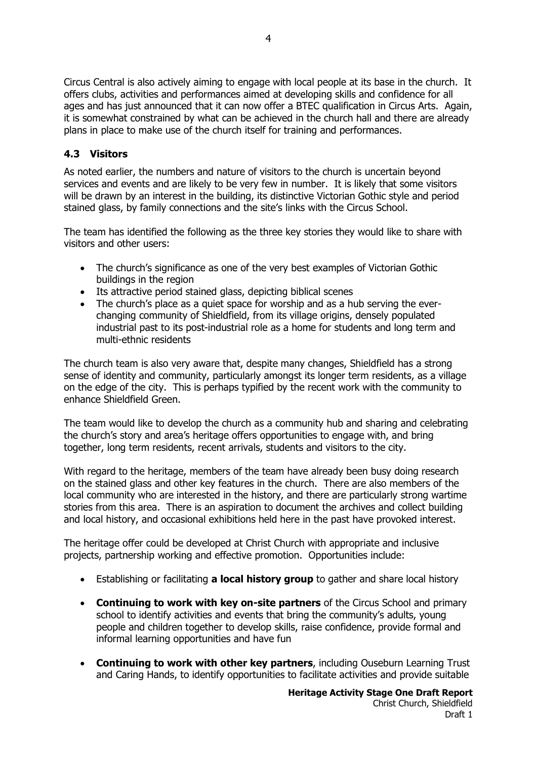Circus Central is also actively aiming to engage with local people at its base in the church. It offers clubs, activities and performances aimed at developing skills and confidence for all ages and has just announced that it can now offer a BTEC qualification in Circus Arts. Again, it is somewhat constrained by what can be achieved in the church hall and there are already plans in place to make use of the church itself for training and performances.

### 4.3 Visitors

As noted earlier, the numbers and nature of visitors to the church is uncertain beyond services and events and are likely to be very few in number. It is likely that some visitors will be drawn by an interest in the building, its distinctive Victorian Gothic style and period stained glass, by family connections and the site's links with the Circus School.

The team has identified the following as the three key stories they would like to share with visitors and other users:

- The church's significance as one of the very best examples of Victorian Gothic buildings in the region
- Its attractive period stained glass, depicting biblical scenes
- The church's place as a quiet space for worship and as a hub serving the ever-changing community of Shieldfield, from its village origins, densely populated industrial past to its post-industrial role as a home for students and long term and multi-ethnic residents

The church team is also very aware that, despite many changes, Shieldfield has a strong sense of identity and community, particularly amongst its longer term residents, as a village on the edge of the city. This is perhaps typified by the recent work with the community to enhance Shieldfield Green.

The team would like to develop the church as a community hub and sharing and celebrating the church's story and area's heritage offers opportunities to engage with, and bring together, long term residents, recent arrivals, students and visitors to the city.

With regard to the heritage, members of the team have already been busy doing research on the stained glass and other key features in the church. There are also members of the local community who are interested in the history, and there are particularly strong wartime stories from this area. There is an aspiration to document the archives and collect building and local history, and occasional exhibitions held here in the past have provoked interest.

The heritage offer could be developed at Christ Church with appropriate and inclusive projects, partnership working and effective promotion. Opportunities include:

- Establishing or facilitating **a local history group** to gather and share local history
- **Continuing to work with key on-site partners** of the Circus School and primary school to identify activities and events that bring the community's adults, young people and children together to develop skills, raise confidence, provide formal and informal learning opportunities and have fun
- **Continuing to work with other key partners**, including Ouseburn Learning Trust and Caring Hands, to identify opportunities to facilitate activities and provide suitable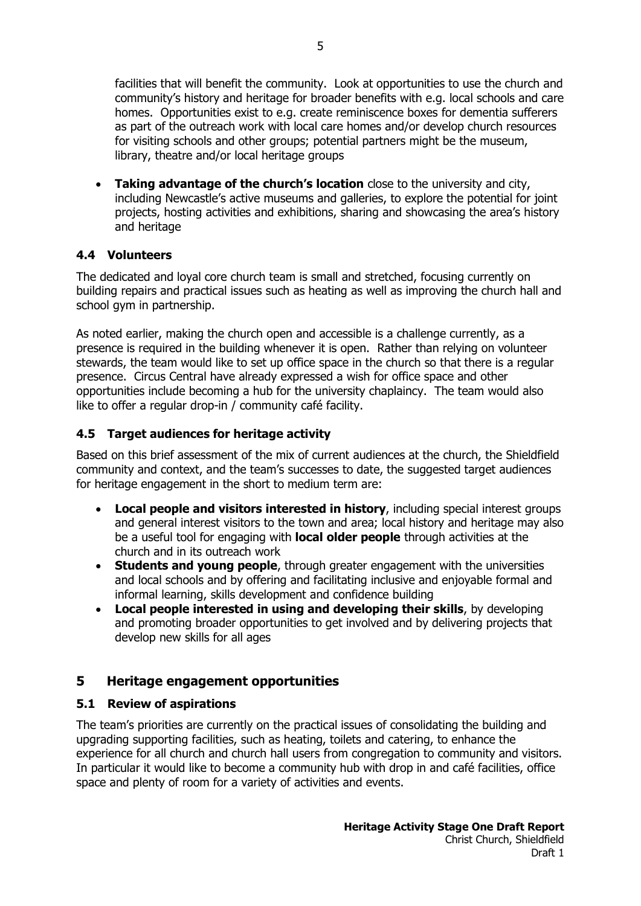facilities that will benefit the community. Look at opportunities to use the church and community's history and heritage for broader benefits with e.g. local schools and care homes. Opportunities exist to e.g. create reminiscence boxes for dementia sufferers as part of the outreach work with local care homes and/or develop church resources for visiting schools and other groups; potential partners might be the museum, library, theatre and/or local heritage groups

- **Taking advantage of the church's location** close to the university and city, including Newcastle's active museums and galleries, to explore the potential for joint projects, hosting activities and exhibitions, sharing and showcasing the area's history and heritage

### 4.4 Volunteers

The dedicated and loyal core church team is small and stretched, focusing currently on building repairs and practical issues such as heating as well as improving the church hall and school gym in partnership.

As noted earlier, making the church open and accessible is a challenge currently, as a presence is required in the building whenever it is open. Rather than relying on volunteer stewards, the team would like to set up office space in the church so that there is a regular presence. Circus Central have already expressed a wish for office space and other opportunities include becoming a hub for the university chaplaincy. The team would also like to offer a regular drop-in / community café facility.

### 4.5 Target audiences for heritage activity

Based on this brief assessment of the mix of current audiences at the church, the Shieldfield community and context, and the team's successes to date, the suggested target audiences for heritage engagement in the short to medium term are:

- **Local people and visitors interested in history**, including special interest groups and general interest visitors to the town and area; local history and heritage may also be a useful tool for engaging with **local older people** through activities at the church and in its outreach work
- **Students and young people**, through greater engagement with the universities and local schools and by offering and facilitating inclusive and enjoyable formal and informal learning, skills development and confidence building
- **Local people interested in using and developing their skills**, by developing and promoting broader opportunities to get involved and by delivering projects that develop new skills for all ages

## 5 Heritage engagement opportunities

### 5.1 Review of aspirations

The team's priorities are currently on the practical issues of consolidating the building and upgrading supporting facilities, such as heating, toilets and catering, to enhance the experience for all church and church hall users from congregation to community and visitors. In particular it would like to become a community hub with drop in and café facilities, office space and plenty of room for a variety of activities and events.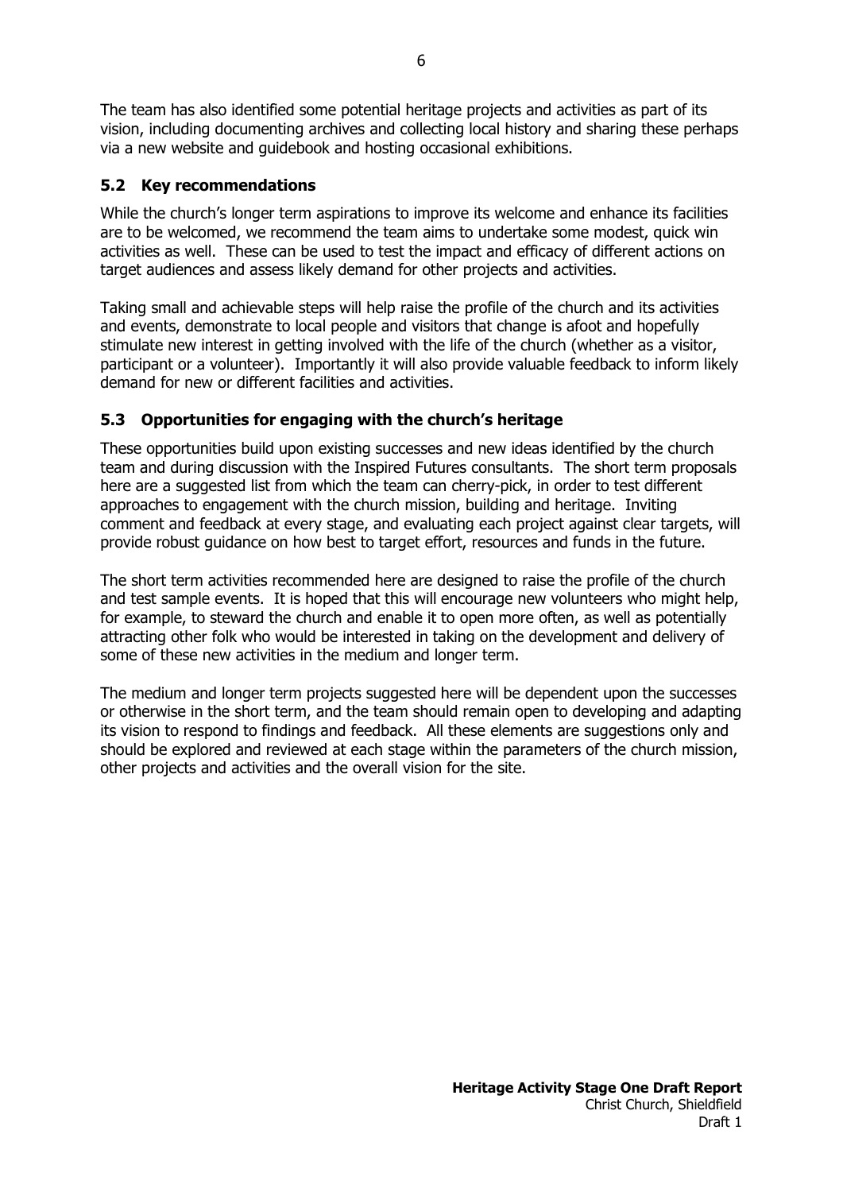The team has also identified some potential heritage projects and activities as part of its vision, including documenting archives and collecting local history and sharing these perhaps via a new website and guidebook and hosting occasional exhibitions.

## 5.2 Key recommendations

While the church's longer term aspirations to improve its welcome and enhance its facilities are to be welcomed, we recommend the team aims to undertake some modest, quick win activities as well. These can be used to test the impact and efficacy of different actions on target audiences and assess likely demand for other projects and activities.

Taking small and achievable steps will help raise the profile of the church and its activities and events, demonstrate to local people and visitors that change is afoot and hopefully stimulate new interest in getting involved with the life of the church (whether as a visitor, participant or a volunteer). Importantly it will also provide valuable feedback to inform likely demand for new or different facilities and activities.

## 5.3 Opportunities for engaging with the church's heritage

These opportunities build upon existing successes and new ideas identified by the church team and during discussion with the Inspired Futures consultants. The short term proposals here are a suggested list from which the team can cherry-pick, in order to test different approaches to engagement with the church mission, building and heritage. Inviting comment and feedback at every stage, and evaluating each project against clear targets, will provide robust guidance on how best to target effort, resources and funds in the future.

The short term activities recommended here are designed to raise the profile of the church and test sample events. It is hoped that this will encourage new volunteers who might help, for example, to steward the church and enable it to open more often, as well as potentially attracting other folk who would be interested in taking on the development and delivery of some of these new activities in the medium and longer term.

The medium and longer term projects suggested here will be dependent upon the successes or otherwise in the short term, and the team should remain open to developing and adapting its vision to respond to findings and feedback. All these elements are suggestions only and should be explored and reviewed at each stage within the parameters of the church mission, other projects and activities and the overall vision for the site.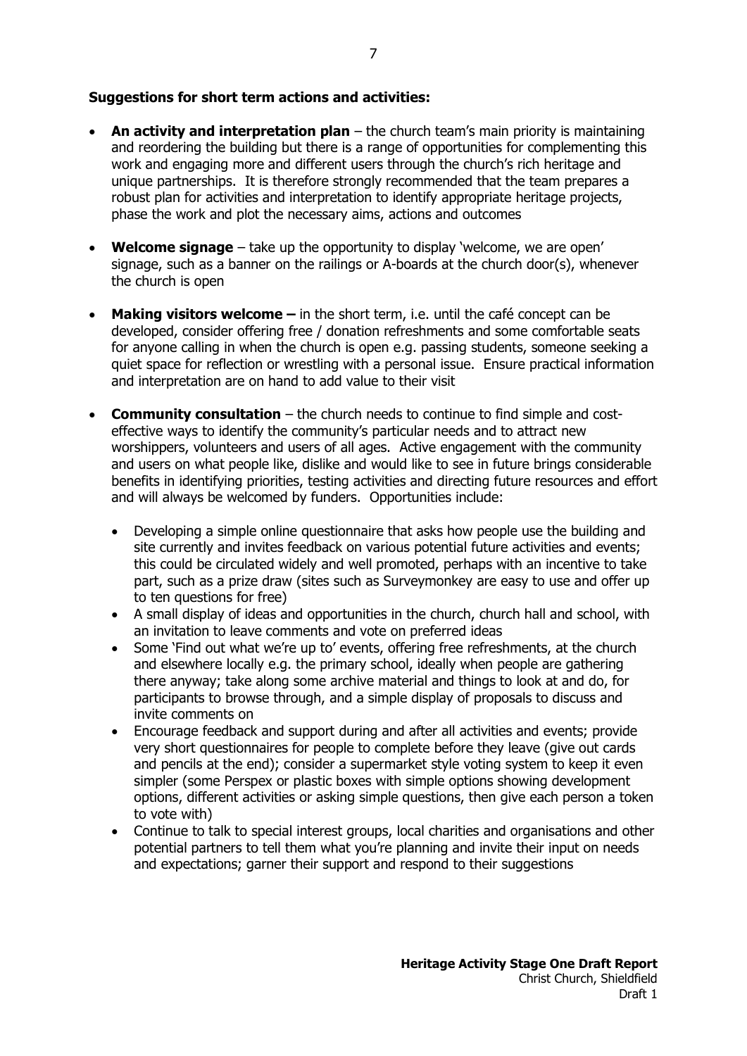**Suggestions for short term actions and activities:**

- **An activity and interpretation plan** – the church team's main priority is maintaining and reordering the building but there is a range of opportunities for complementing this work and engaging more and different users through the church's rich heritage and unique partnerships. It is therefore strongly recommended that the team prepares a robust plan for activities and interpretation to identify appropriate heritage projects, phase the work and plot the necessary aims, actions and outcomes

- **Welcome signage** – take up the opportunity to display 'welcome, we are open' signage, such as a banner on the railings or A-boards at the church door(s), whenever the church is open

- **Making visitors welcome –** in the short term, i.e. until the café concept can be developed, consider offering free / donation refreshments and some comfortable seats for anyone calling in when the church is open e.g. passing students, someone seeking a quiet space for reflection or wrestling with a personal issue. Ensure practical information and interpretation are on hand to add value to their visit

- **Community consultation** – the church needs to continue to find simple and cost-effective ways to identify the community's particular needs and to attract new worshippers, volunteers and users of all ages. Active engagement with the community and users on what people like, dislike and would like to see in future brings considerable benefits in identifying priorities, testing activities and directing future resources and effort and will always be welcomed by funders. Opportunities include:

  - Developing a simple online questionnaire that asks how people use the building and site currently and invites feedback on various potential future activities and events; this could be circulated widely and well promoted, perhaps with an incentive to take part, such as a prize draw (sites such as Surveymonkey are easy to use and offer up to ten questions for free)
  - A small display of ideas and opportunities in the church, church hall and school, with an invitation to leave comments and vote on preferred ideas
  - Some 'Find out what we're up to' events, offering free refreshments, at the church and elsewhere locally e.g. the primary school, ideally when people are gathering there anyway; take along some archive material and things to look at and do, for participants to browse through, and a simple display of proposals to discuss and invite comments on
  - Encourage feedback and support during and after all activities and events; provide very short questionnaires for people to complete before they leave (give out cards and pencils at the end); consider a supermarket style voting system to keep it even simpler (some Perspex or plastic boxes with simple options showing development options, different activities or asking simple questions, then give each person a token to vote with)
  - Continue to talk to special interest groups, local charities and organisations and other potential partners to tell them what you're planning and invite their input on needs and expectations; garner their support and respond to their suggestions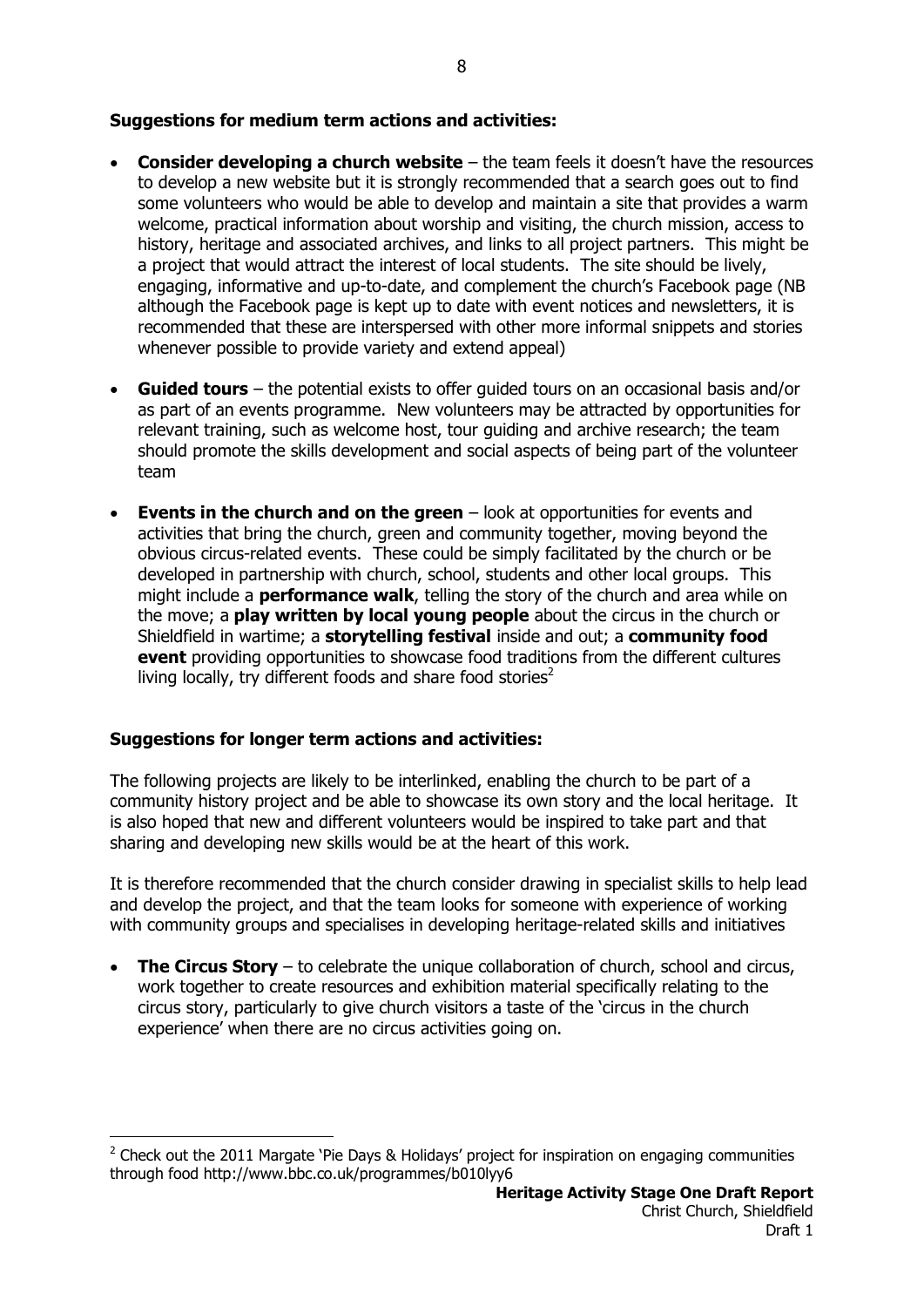**Suggestions for medium term actions and activities:**

- **Consider developing a church website** – the team feels it doesn't have the resources to develop a new website but it is strongly recommended that a search goes out to find some volunteers who would be able to develop and maintain a site that provides a warm welcome, practical information about worship and visiting, the church mission, access to history, heritage and associated archives, and links to all project partners. This might be a project that would attract the interest of local students. The site should be lively, engaging, informative and up-to-date, and complement the church's Facebook page (NB although the Facebook page is kept up to date with event notices and newsletters, it is recommended that these are interspersed with other more informal snippets and stories whenever possible to provide variety and extend appeal)

- **Guided tours** – the potential exists to offer guided tours on an occasional basis and/or as part of an events programme. New volunteers may be attracted by opportunities for relevant training, such as welcome host, tour guiding and archive research; the team should promote the skills development and social aspects of being part of the volunteer team

- **Events in the church and on the green** – look at opportunities for events and activities that bring the church, green and community together, moving beyond the obvious circus-related events. These could be simply facilitated by the church or be developed in partnership with church, school, students and other local groups. This might include a **performance walk**, telling the story of the church and area while on the move; a **play written by local young people** about the circus in the church or Shieldfield in wartime; a **storytelling festival** inside and out; a **community food event** providing opportunities to showcase food traditions from the different cultures living locally, try different foods and share food stories[2]

**Suggestions for longer term actions and activities:**

The following projects are likely to be interlinked, enabling the church to be part of a community history project and be able to showcase its own story and the local heritage. It is also hoped that new and different volunteers would be inspired to take part and that sharing and developing new skills would be at the heart of this work.

It is therefore recommended that the church consider drawing in specialist skills to help lead and develop the project, and that the team looks for someone with experience of working with community groups and specialises in developing heritage-related skills and initiatives

- **The Circus Story** – to celebrate the unique collaboration of church, school and circus, work together to create resources and exhibition material specifically relating to the circus story, particularly to give church visitors a taste of the 'circus in the church experience' when there are no circus activities going on.

---

[2] Check out the 2011 Margate 'Pie Days & Holidays' project for inspiration on engaging communities through food http://www.bbc.co.uk/programmes/b010lyy6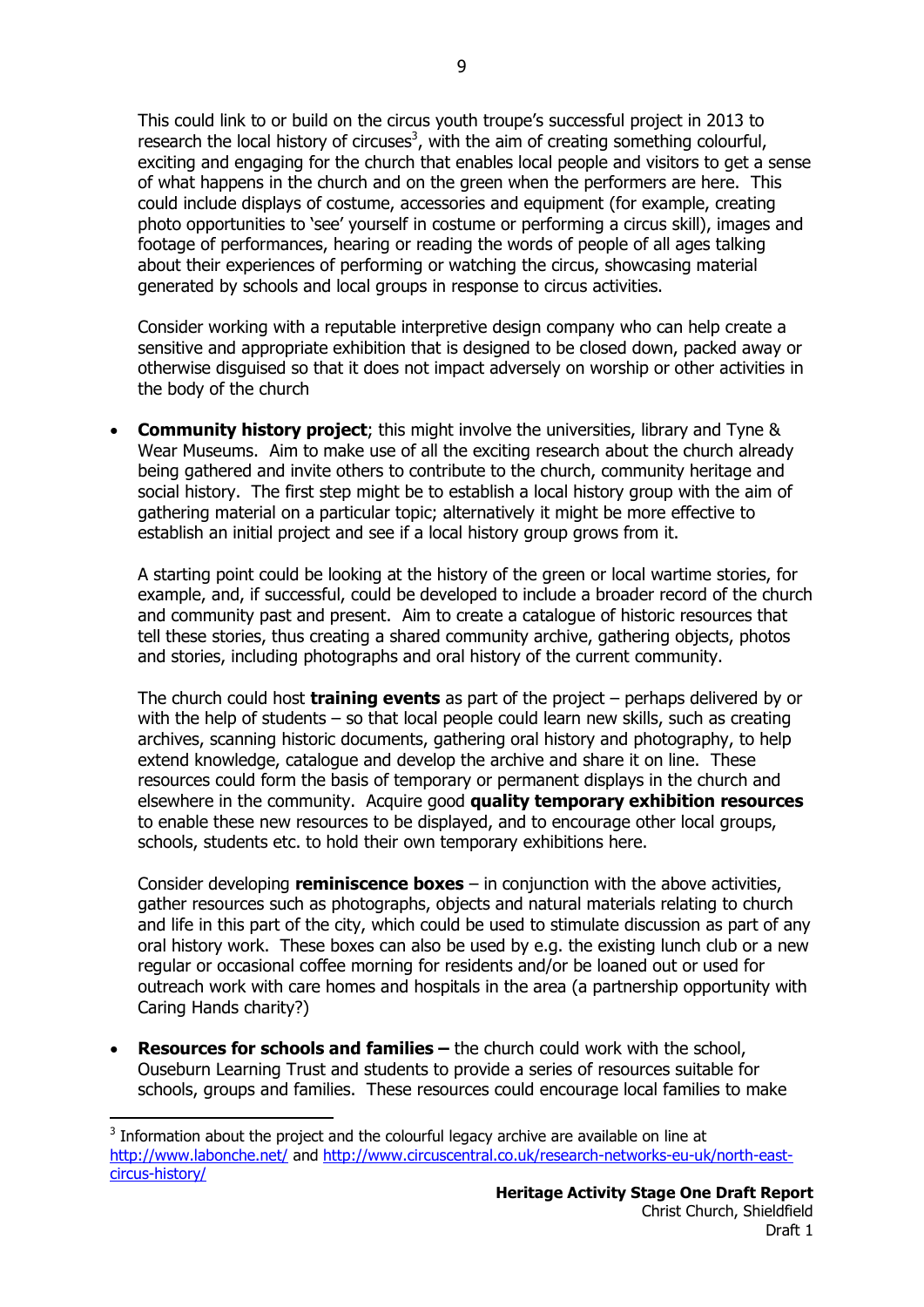This could link to or build on the circus youth troupe's successful project in 2013 to research the local history of circuses[3], with the aim of creating something colourful, exciting and engaging for the church that enables local people and visitors to get a sense of what happens in the church and on the green when the performers are here. This could include displays of costume, accessories and equipment (for example, creating photo opportunities to 'see' yourself in costume or performing a circus skill), images and footage of performances, hearing or reading the words of people of all ages talking about their experiences of performing or watching the circus, showcasing material generated by schools and local groups in response to circus activities.

Consider working with a reputable interpretive design company who can help create a sensitive and appropriate exhibition that is designed to be closed down, packed away or otherwise disguised so that it does not impact adversely on worship or other activities in the body of the church

- **Community history project**; this might involve the universities, library and Tyne & Wear Museums. Aim to make use of all the exciting research about the church already being gathered and invite others to contribute to the church, community heritage and social history. The first step might be to establish a local history group with the aim of gathering material on a particular topic; alternatively it might be more effective to establish an initial project and see if a local history group grows from it.

  A starting point could be looking at the history of the green or local wartime stories, for example, and, if successful, could be developed to include a broader record of the church and community past and present. Aim to create a catalogue of historic resources that tell these stories, thus creating a shared community archive, gathering objects, photos and stories, including photographs and oral history of the current community.

  The church could host **training events** as part of the project – perhaps delivered by or with the help of students – so that local people could learn new skills, such as creating archives, scanning historic documents, gathering oral history and photography, to help extend knowledge, catalogue and develop the archive and share it on line. These resources could form the basis of temporary or permanent displays in the church and elsewhere in the community. Acquire good **quality temporary exhibition resources** to enable these new resources to be displayed, and to encourage other local groups, schools, students etc. to hold their own temporary exhibitions here.

  Consider developing **reminiscence boxes** – in conjunction with the above activities, gather resources such as photographs, objects and natural materials relating to church and life in this part of the city, which could be used to stimulate discussion as part of any oral history work. These boxes can also be used by e.g. the existing lunch club or a new regular or occasional coffee morning for residents and/or be loaned out or used for outreach work with care homes and hospitals in the area (a partnership opportunity with Caring Hands charity?)

- **Resources for schools and families –** the church could work with the school, Ouseburn Learning Trust and students to provide a series of resources suitable for schools, groups and families. These resources could encourage local families to make

---

[3] Information about the project and the colourful legacy archive are available on line at http://www.labonche.net/ and http://www.circuscentral.co.uk/research-networks-eu-uk/north-east-circus-history/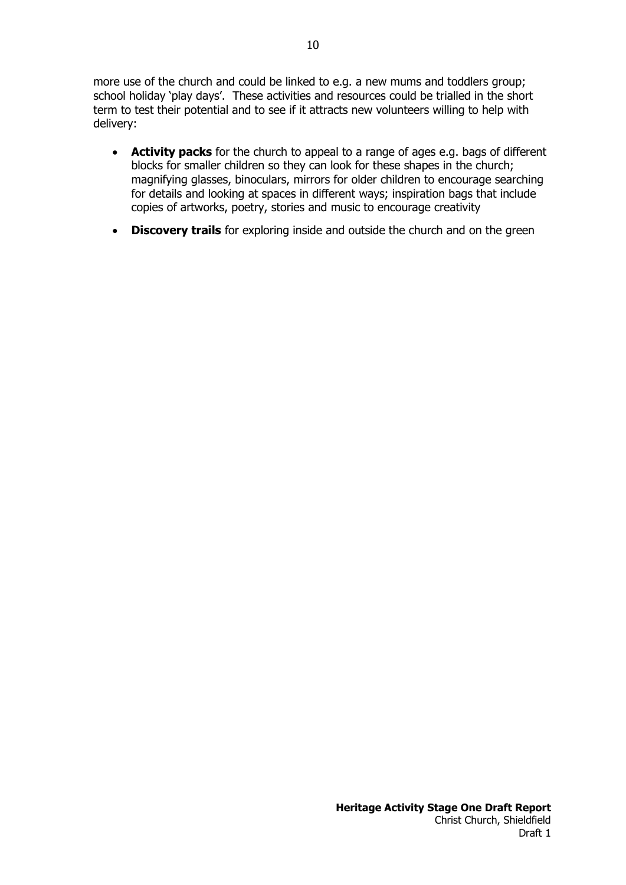more use of the church and could be linked to e.g. a new mums and toddlers group; school holiday 'play days'. These activities and resources could be trialled in the short term to test their potential and to see if it attracts new volunteers willing to help with delivery:

- **Activity packs** for the church to appeal to a range of ages e.g. bags of different blocks for smaller children so they can look for these shapes in the church; magnifying glasses, binoculars, mirrors for older children to encourage searching for details and looking at spaces in different ways; inspiration bags that include copies of artworks, poetry, stories and music to encourage creativity
- **Discovery trails** for exploring inside and outside the church and on the green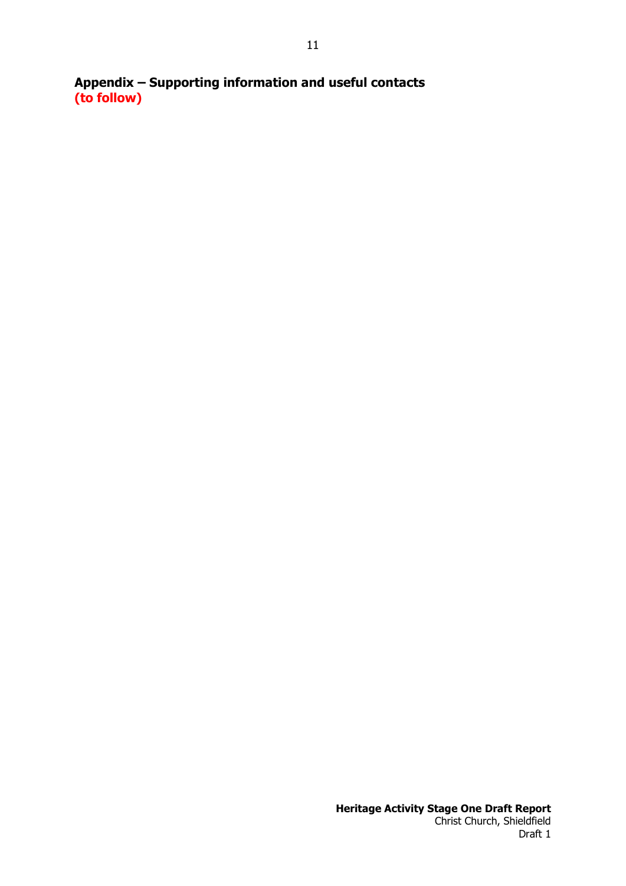**Appendix – Supporting information and useful contacts**
**(to follow)**